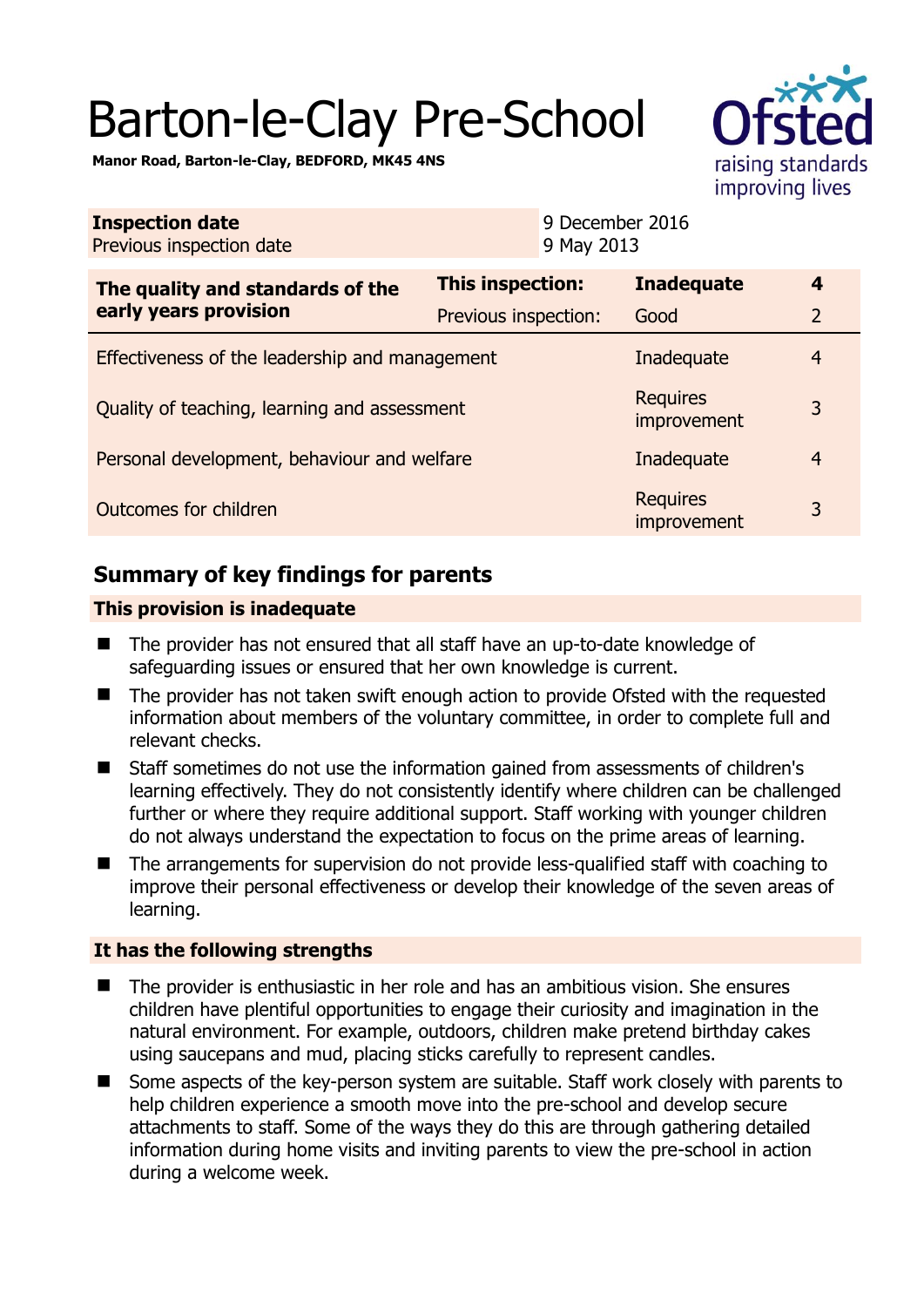# Barton-le-Clay Pre-School

**Manor Road, Barton-le-Clay, BEDFORD, MK45 4NS**

| **Inspection date** | 9 December 2016 |
|---|---|
| Previous inspection date | 9 May 2013 |

| **The quality and standards of the early years provision** | **This inspection:** | **Inadequate** | **4** |
|---|---|---|---|
| | Previous inspection: | Good | 2 |
| Effectiveness of the leadership and management | | Inadequate | 4 |
| Quality of teaching, learning and assessment | | Requires improvement | 3 |
| Personal development, behaviour and welfare | | Inadequate | 4 |
| Outcomes for children | | Requires improvement | 3 |

## Summary of key findings for parents

### This provision is inadequate

- The provider has not ensured that all staff have an up-to-date knowledge of safeguarding issues or ensured that her own knowledge is current.
- The provider has not taken swift enough action to provide Ofsted with the requested information about members of the voluntary committee, in order to complete full and relevant checks.
- Staff sometimes do not use the information gained from assessments of children's learning effectively. They do not consistently identify where children can be challenged further or where they require additional support. Staff working with younger children do not always understand the expectation to focus on the prime areas of learning.
- The arrangements for supervision do not provide less-qualified staff with coaching to improve their personal effectiveness or develop their knowledge of the seven areas of learning.

### It has the following strengths

- The provider is enthusiastic in her role and has an ambitious vision. She ensures children have plentiful opportunities to engage their curiosity and imagination in the natural environment. For example, outdoors, children make pretend birthday cakes using saucepans and mud, placing sticks carefully to represent candles.
- Some aspects of the key-person system are suitable. Staff work closely with parents to help children experience a smooth move into the pre-school and develop secure attachments to staff. Some of the ways they do this are through gathering detailed information during home visits and inviting parents to view the pre-school in action during a welcome week.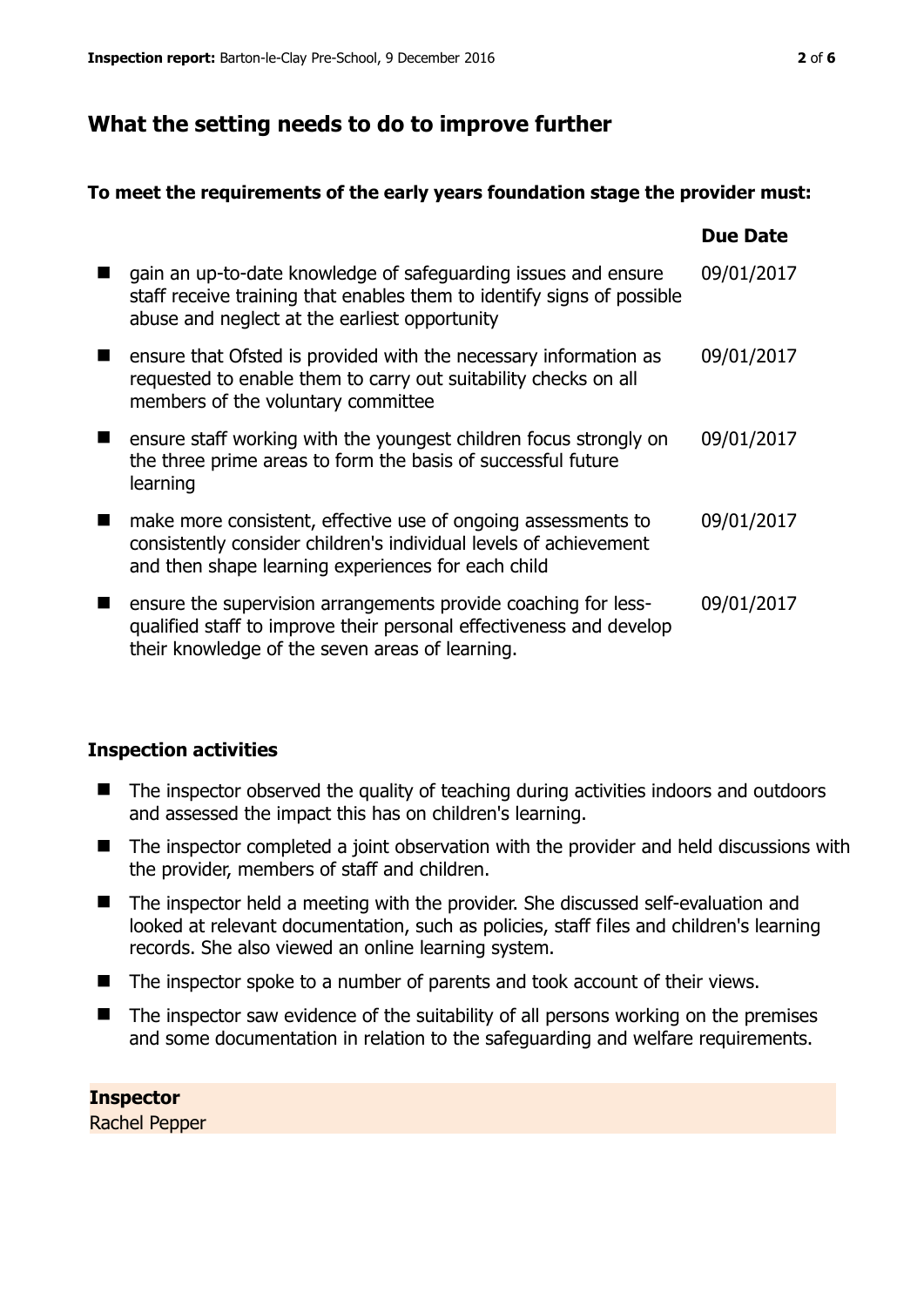## What the setting needs to do to improve further

**To meet the requirements of the early years foundation stage the provider must:**

| | Due Date |
|---|---|
| gain an up-to-date knowledge of safeguarding issues and ensure staff receive training that enables them to identify signs of possible abuse and neglect at the earliest opportunity | 09/01/2017 |
| ensure that Ofsted is provided with the necessary information as requested to enable them to carry out suitability checks on all members of the voluntary committee | 09/01/2017 |
| ensure staff working with the youngest children focus strongly on the three prime areas to form the basis of successful future learning | 09/01/2017 |
| make more consistent, effective use of ongoing assessments to consistently consider children's individual levels of achievement and then shape learning experiences for each child | 09/01/2017 |
| ensure the supervision arrangements provide coaching for less-qualified staff to improve their personal effectiveness and develop their knowledge of the seven areas of learning. | 09/01/2017 |

### Inspection activities

- The inspector observed the quality of teaching during activities indoors and outdoors and assessed the impact this has on children's learning.
- The inspector completed a joint observation with the provider and held discussions with the provider, members of staff and children.
- The inspector held a meeting with the provider. She discussed self-evaluation and looked at relevant documentation, such as policies, staff files and children's learning records. She also viewed an online learning system.
- The inspector spoke to a number of parents and took account of their views.
- The inspector saw evidence of the suitability of all persons working on the premises and some documentation in relation to the safeguarding and welfare requirements.

**Inspector**
Rachel Pepper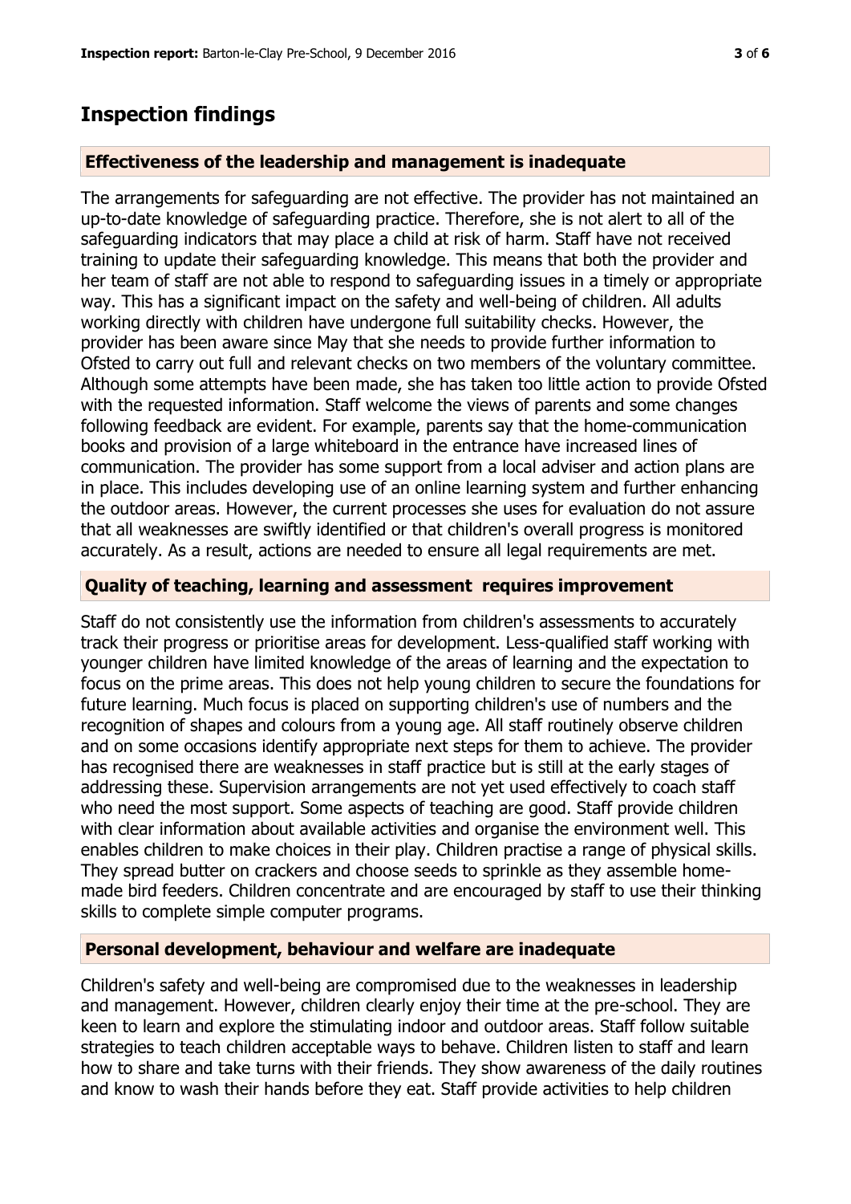## Inspection findings

### Effectiveness of the leadership and management is inadequate

The arrangements for safeguarding are not effective. The provider has not maintained an up-to-date knowledge of safeguarding practice. Therefore, she is not alert to all of the safeguarding indicators that may place a child at risk of harm. Staff have not received training to update their safeguarding knowledge. This means that both the provider and her team of staff are not able to respond to safeguarding issues in a timely or appropriate way. This has a significant impact on the safety and well-being of children. All adults working directly with children have undergone full suitability checks. However, the provider has been aware since May that she needs to provide further information to Ofsted to carry out full and relevant checks on two members of the voluntary committee. Although some attempts have been made, she has taken too little action to provide Ofsted with the requested information. Staff welcome the views of parents and some changes following feedback are evident. For example, parents say that the home-communication books and provision of a large whiteboard in the entrance have increased lines of communication. The provider has some support from a local adviser and action plans are in place. This includes developing use of an online learning system and further enhancing the outdoor areas. However, the current processes she uses for evaluation do not assure that all weaknesses are swiftly identified or that children's overall progress is monitored accurately. As a result, actions are needed to ensure all legal requirements are met.

### Quality of teaching, learning and assessment requires improvement

Staff do not consistently use the information from children's assessments to accurately track their progress or prioritise areas for development. Less-qualified staff working with younger children have limited knowledge of the areas of learning and the expectation to focus on the prime areas. This does not help young children to secure the foundations for future learning. Much focus is placed on supporting children's use of numbers and the recognition of shapes and colours from a young age. All staff routinely observe children and on some occasions identify appropriate next steps for them to achieve. The provider has recognised there are weaknesses in staff practice but is still at the early stages of addressing these. Supervision arrangements are not yet used effectively to coach staff who need the most support. Some aspects of teaching are good. Staff provide children with clear information about available activities and organise the environment well. This enables children to make choices in their play. Children practise a range of physical skills. They spread butter on crackers and choose seeds to sprinkle as they assemble home-made bird feeders. Children concentrate and are encouraged by staff to use their thinking skills to complete simple computer programs.

### Personal development, behaviour and welfare are inadequate

Children's safety and well-being are compromised due to the weaknesses in leadership and management. However, children clearly enjoy their time at the pre-school. They are keen to learn and explore the stimulating indoor and outdoor areas. Staff follow suitable strategies to teach children acceptable ways to behave. Children listen to staff and learn how to share and take turns with their friends. They show awareness of the daily routines and know to wash their hands before they eat. Staff provide activities to help children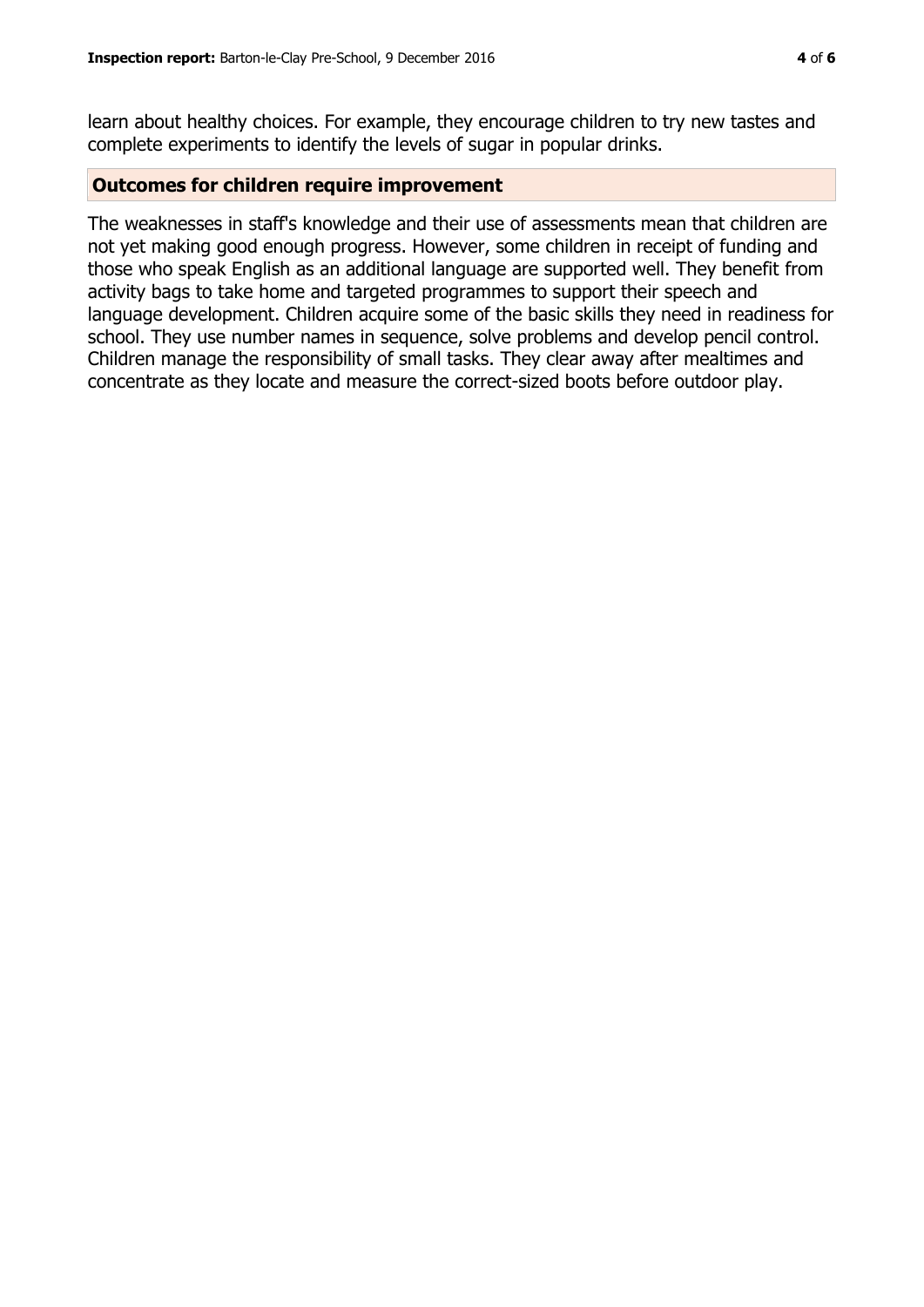learn about healthy choices. For example, they encourage children to try new tastes and complete experiments to identify the levels of sugar in popular drinks.

## Outcomes for children require improvement

The weaknesses in staff's knowledge and their use of assessments mean that children are not yet making good enough progress. However, some children in receipt of funding and those who speak English as an additional language are supported well. They benefit from activity bags to take home and targeted programmes to support their speech and language development. Children acquire some of the basic skills they need in readiness for school. They use number names in sequence, solve problems and develop pencil control. Children manage the responsibility of small tasks. They clear away after mealtimes and concentrate as they locate and measure the correct-sized boots before outdoor play.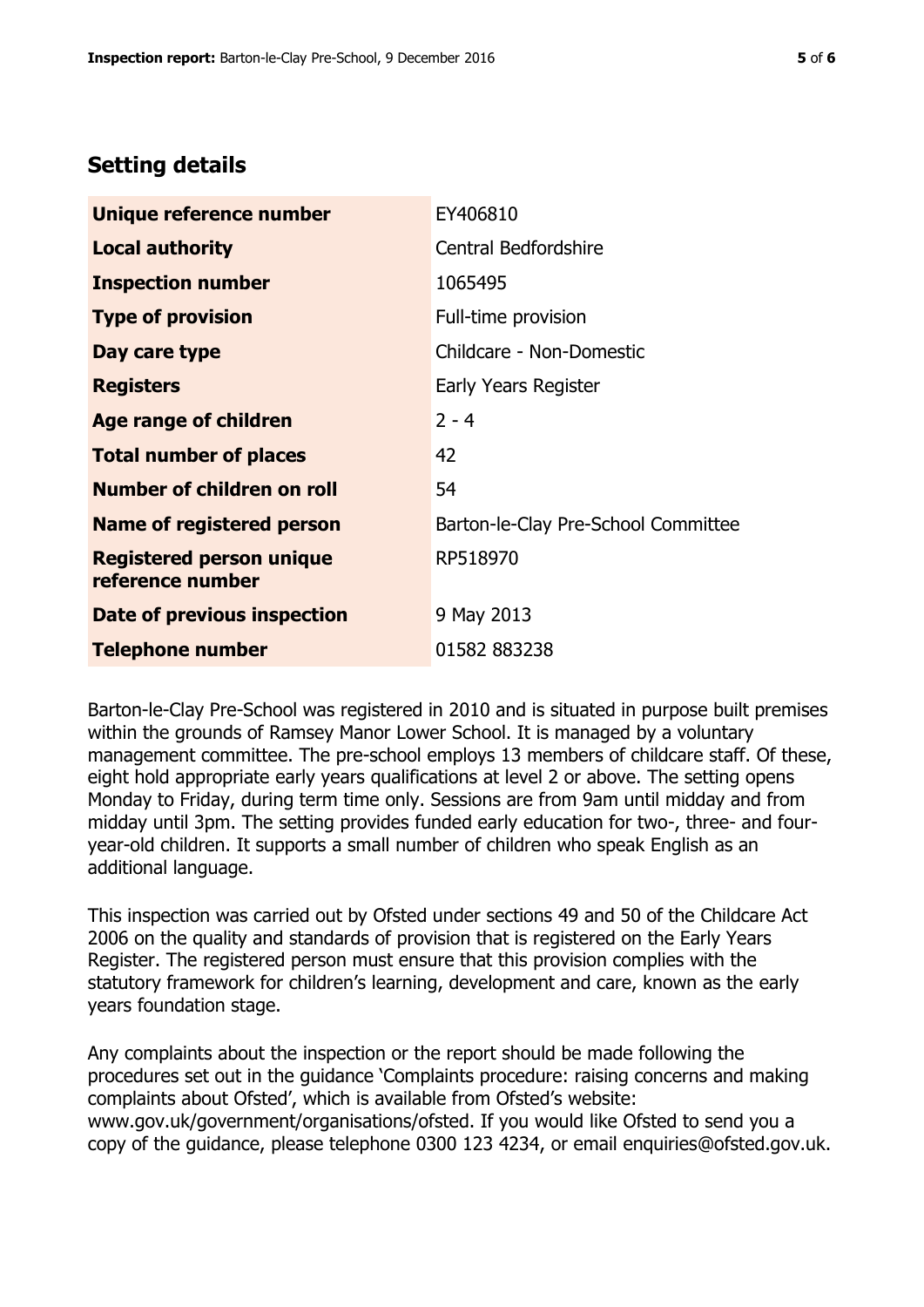## Setting details

| | |
|---|---|
| **Unique reference number** | EY406810 |
| **Local authority** | Central Bedfordshire |
| **Inspection number** | 1065495 |
| **Type of provision** | Full-time provision |
| **Day care type** | Childcare - Non-Domestic |
| **Registers** | Early Years Register |
| **Age range of children** | 2 - 4 |
| **Total number of places** | 42 |
| **Number of children on roll** | 54 |
| **Name of registered person** | Barton-le-Clay Pre-School Committee |
| **Registered person unique reference number** | RP518970 |
| **Date of previous inspection** | 9 May 2013 |
| **Telephone number** | 01582 883238 |

Barton-le-Clay Pre-School was registered in 2010 and is situated in purpose built premises within the grounds of Ramsey Manor Lower School. It is managed by a voluntary management committee. The pre-school employs 13 members of childcare staff. Of these, eight hold appropriate early years qualifications at level 2 or above. The setting opens Monday to Friday, during term time only. Sessions are from 9am until midday and from midday until 3pm. The setting provides funded early education for two-, three- and four-year-old children. It supports a small number of children who speak English as an additional language.

This inspection was carried out by Ofsted under sections 49 and 50 of the Childcare Act 2006 on the quality and standards of provision that is registered on the Early Years Register. The registered person must ensure that this provision complies with the statutory framework for children's learning, development and care, known as the early years foundation stage.

Any complaints about the inspection or the report should be made following the procedures set out in the guidance 'Complaints procedure: raising concerns and making complaints about Ofsted', which is available from Ofsted's website: www.gov.uk/government/organisations/ofsted. If you would like Ofsted to send you a copy of the guidance, please telephone 0300 123 4234, or email enquiries@ofsted.gov.uk.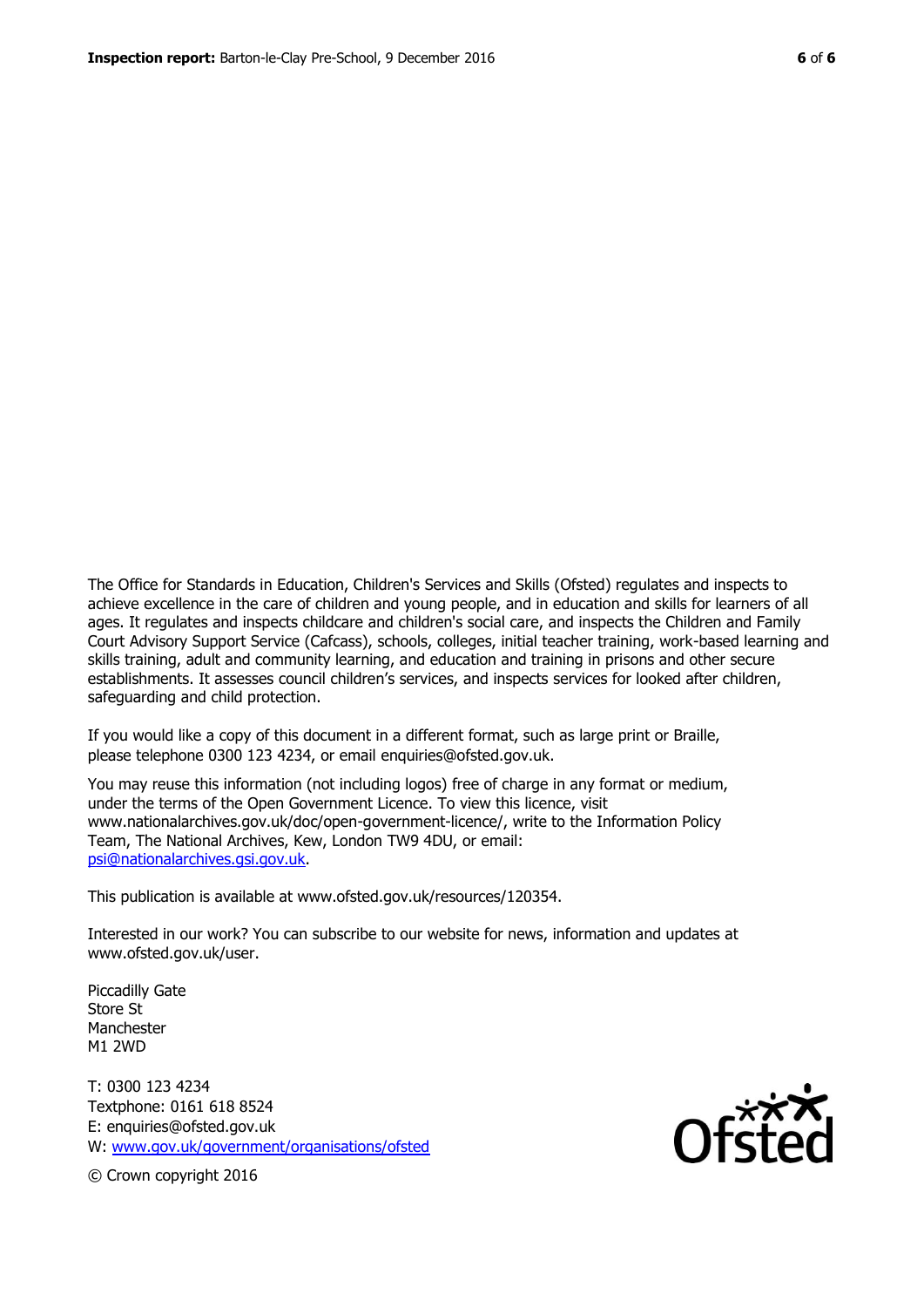The Office for Standards in Education, Children's Services and Skills (Ofsted) regulates and inspects to achieve excellence in the care of children and young people, and in education and skills for learners of all ages. It regulates and inspects childcare and children's social care, and inspects the Children and Family Court Advisory Support Service (Cafcass), schools, colleges, initial teacher training, work-based learning and skills training, adult and community learning, and education and training in prisons and other secure establishments. It assesses council children's services, and inspects services for looked after children, safeguarding and child protection.

If you would like a copy of this document in a different format, such as large print or Braille, please telephone 0300 123 4234, or email enquiries@ofsted.gov.uk.

You may reuse this information (not including logos) free of charge in any format or medium, under the terms of the Open Government Licence. To view this licence, visit www.nationalarchives.gov.uk/doc/open-government-licence/, write to the Information Policy Team, The National Archives, Kew, London TW9 4DU, or email: [psi@nationalarchives.gsi.gov.uk](mailto:psi@nationalarchives.gsi.gov.uk).

This publication is available at www.ofsted.gov.uk/resources/120354.

Interested in our work? You can subscribe to our website for news, information and updates at www.ofsted.gov.uk/user.

Piccadilly Gate
Store St
Manchester
M1 2WD

T: 0300 123 4234
Textphone: 0161 618 8524
E: enquiries@ofsted.gov.uk
W: [www.gov.uk/government/organisations/ofsted](http://www.gov.uk/government/organisations/ofsted)

© Crown copyright 2016